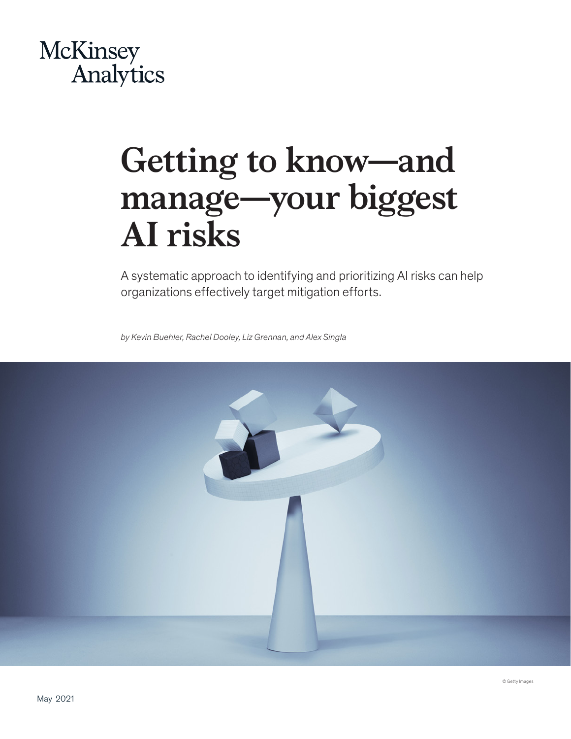McKinsey Analytics

# Getting to know—and manage—your biggest AI risks

A systematic approach to identifying and prioritizing AI risks can help organizations effectively target mitigation efforts.

*by Kevin Buehler, Rachel Dooley, Liz Grennan, and Alex Singla*

© Getty Images

May 2021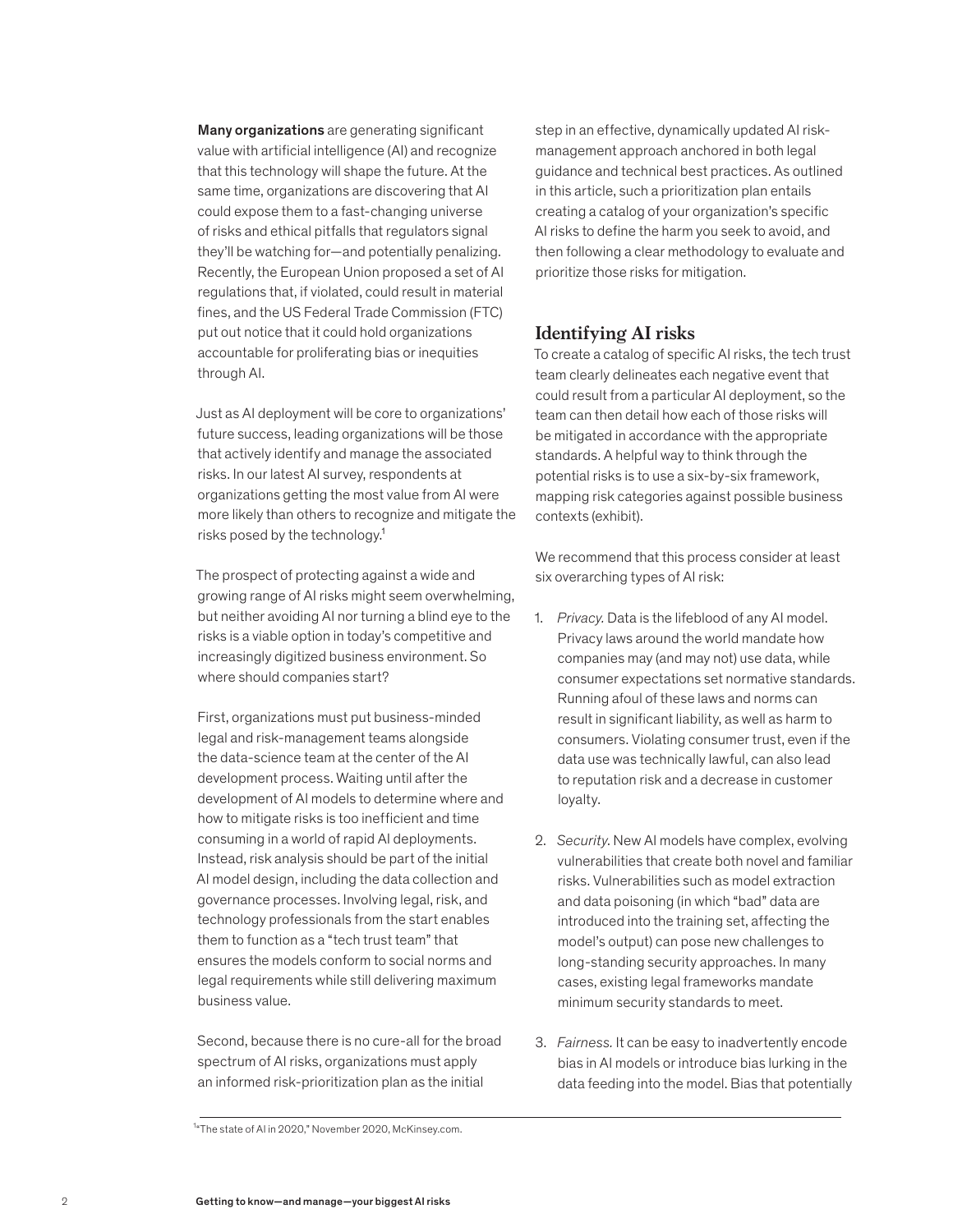**Many organizations** are generating significant value with artificial intelligence (AI) and recognize that this technology will shape the future. At the same time, organizations are discovering that AI could expose them to a fast-changing universe of risks and ethical pitfalls that regulators signal they'll be watching for—and potentially penalizing. Recently, the European Union proposed a set of AI regulations that, if violated, could result in material fines, and the US Federal Trade Commission (FTC) put out notice that it could hold organizations accountable for proliferating bias or inequities through AI.

Just as AI deployment will be core to organizations' future success, leading organizations will be those that actively identify and manage the associated risks. In our latest AI survey, respondents at organizations getting the most value from AI were more likely than others to recognize and mitigate the risks posed by the technology.[1]

The prospect of protecting against a wide and growing range of AI risks might seem overwhelming, but neither avoiding AI nor turning a blind eye to the risks is a viable option in today's competitive and increasingly digitized business environment. So where should companies start?

First, organizations must put business-minded legal and risk-management teams alongside the data-science team at the center of the AI development process. Waiting until after the development of AI models to determine where and how to mitigate risks is too inefficient and time consuming in a world of rapid AI deployments. Instead, risk analysis should be part of the initial AI model design, including the data collection and governance processes. Involving legal, risk, and technology professionals from the start enables them to function as a "tech trust team" that ensures the models conform to social norms and legal requirements while still delivering maximum business value.

Second, because there is no cure-all for the broad spectrum of AI risks, organizations must apply an informed risk-prioritization plan as the initial step in an effective, dynamically updated AI risk-management approach anchored in both legal guidance and technical best practices. As outlined in this article, such a prioritization plan entails creating a catalog of your organization's specific AI risks to define the harm you seek to avoid, and then following a clear methodology to evaluate and prioritize those risks for mitigation.

## Identifying AI risks

To create a catalog of specific AI risks, the tech trust team clearly delineates each negative event that could result from a particular AI deployment, so the team can then detail how each of those risks will be mitigated in accordance with the appropriate standards. A helpful way to think through the potential risks is to use a six-by-six framework, mapping risk categories against possible business contexts (exhibit).

We recommend that this process consider at least six overarching types of AI risk:

1. *Privacy.* Data is the lifeblood of any AI model. Privacy laws around the world mandate how companies may (and may not) use data, while consumer expectations set normative standards. Running afoul of these laws and norms can result in significant liability, as well as harm to consumers. Violating consumer trust, even if the data use was technically lawful, can also lead to reputation risk and a decrease in customer loyalty.

2. *Security.* New AI models have complex, evolving vulnerabilities that create both novel and familiar risks. Vulnerabilities such as model extraction and data poisoning (in which "bad" data are introduced into the training set, affecting the model's output) can pose new challenges to long-standing security approaches. In many cases, existing legal frameworks mandate minimum security standards to meet.

3. *Fairness.* It can be easy to inadvertently encode bias in AI models or introduce bias lurking in the data feeding into the model. Bias that potentially

[1] "The state of AI in 2020," November 2020, McKinsey.com.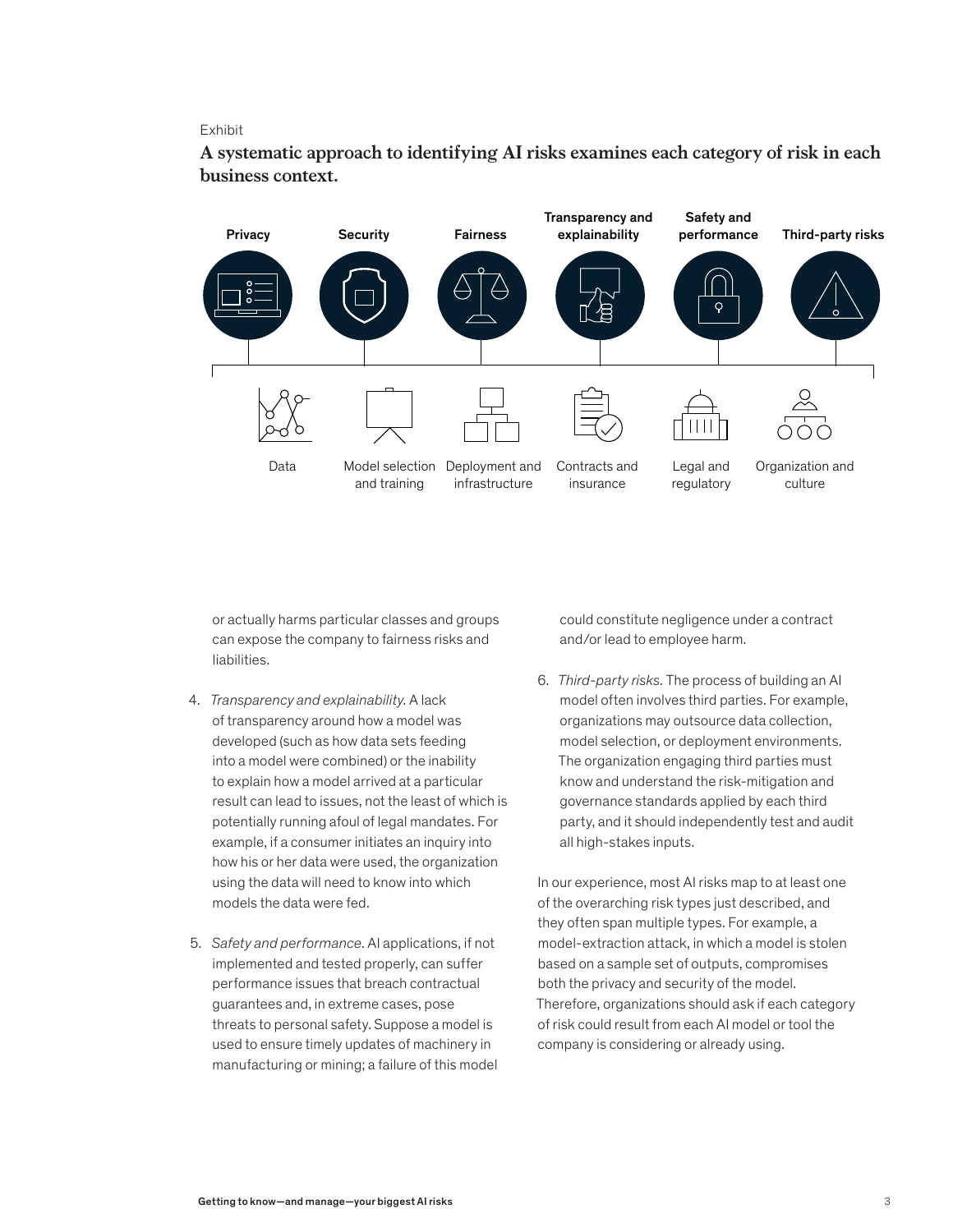Exhibit

**A systematic approach to identifying AI risks examines each category of risk in each business context.**

Privacy | Security | Fairness | Transparency and explainability | Safety and performance | Third-party risks

Data | Model selection and training | Deployment and infrastructure | Contracts and insurance | Legal and regulatory | Organization and culture

or actually harms particular classes and groups can expose the company to fairness risks and liabilities.

4. *Transparency and explainability.* A lack of transparency around how a model was developed (such as how data sets feeding into a model were combined) or the inability to explain how a model arrived at a particular result can lead to issues, not the least of which is potentially running afoul of legal mandates. For example, if a consumer initiates an inquiry into how his or her data were used, the organization using the data will need to know into which models the data were fed.

5. *Safety and performance.* AI applications, if not implemented and tested properly, can suffer performance issues that breach contractual guarantees and, in extreme cases, pose threats to personal safety. Suppose a model is used to ensure timely updates of machinery in manufacturing or mining; a failure of this model could constitute negligence under a contract and/or lead to employee harm.

6. *Third-party risks.* The process of building an AI model often involves third parties. For example, organizations may outsource data collection, model selection, or deployment environments. The organization engaging third parties must know and understand the risk-mitigation and governance standards applied by each third party, and it should independently test and audit all high-stakes inputs.

In our experience, most AI risks map to at least one of the overarching risk types just described, and they often span multiple types. For example, a model-extraction attack, in which a model is stolen based on a sample set of outputs, compromises both the privacy and security of the model. Therefore, organizations should ask if each category of risk could result from each AI model or tool the company is considering or already using.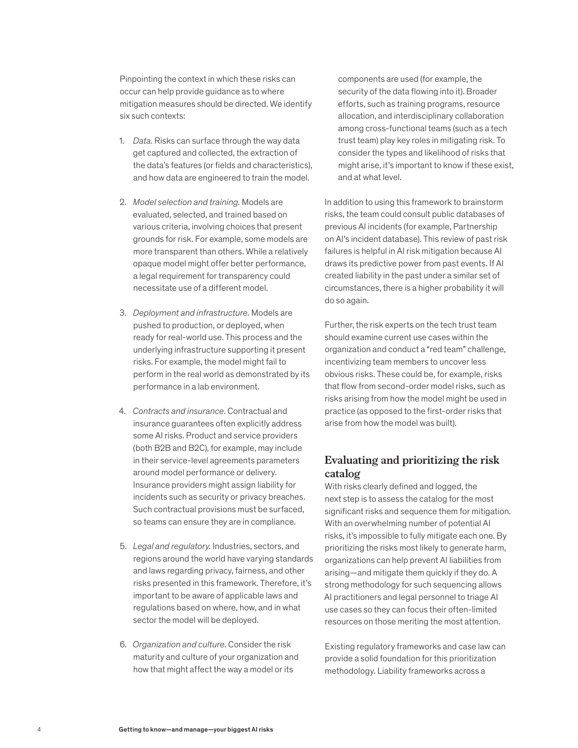Pinpointing the context in which these risks can occur can help provide guidance as to where mitigation measures should be directed. We identify six such contexts:

1. *Data.* Risks can surface through the way data get captured and collected, the extraction of the data's features (or fields and characteristics), and how data are engineered to train the model.

2. *Model selection and training.* Models are evaluated, selected, and trained based on various criteria, involving choices that present grounds for risk. For example, some models are more transparent than others. While a relatively opaque model might offer better performance, a legal requirement for transparency could necessitate use of a different model.

3. *Deployment and infrastructure.* Models are pushed to production, or deployed, when ready for real-world use. This process and the underlying infrastructure supporting it present risks. For example, the model might fail to perform in the real world as demonstrated by its performance in a lab environment.

4. *Contracts and insurance*. Contractual and insurance guarantees often explicitly address some AI risks. Product and service providers (both B2B and B2C), for example, may include in their service-level agreements parameters around model performance or delivery. Insurance providers might assign liability for incidents such as security or privacy breaches. Such contractual provisions must be surfaced, so teams can ensure they are in compliance.

5. *Legal and regulatory.* Industries, sectors, and regions around the world have varying standards and laws regarding privacy, fairness, and other risks presented in this framework. Therefore, it's important to be aware of applicable laws and regulations based on where, how, and in what sector the model will be deployed.

6. *Organization and culture.* Consider the risk maturity and culture of your organization and how that might affect the way a model or its components are used (for example, the security of the data flowing into it). Broader efforts, such as training programs, resource allocation, and interdisciplinary collaboration among cross-functional teams (such as a tech trust team) play key roles in mitigating risk. To consider the types and likelihood of risks that might arise, it's important to know if these exist, and at what level.

In addition to using this framework to brainstorm risks, the team could consult public databases of previous AI incidents (for example, Partnership on AI's incident database). This review of past risk failures is helpful in AI risk mitigation because AI draws its predictive power from past events. If AI created liability in the past under a similar set of circumstances, there is a higher probability it will do so again.

Further, the risk experts on the tech trust team should examine current use cases within the organization and conduct a "red team" challenge, incentivizing team members to uncover less obvious risks. These could be, for example, risks that flow from second-order model risks, such as risks arising from how the model might be used in practice (as opposed to the first-order risks that arise from how the model was built).

## Evaluating and prioritizing the risk catalog

With risks clearly defined and logged, the next step is to assess the catalog for the most significant risks and sequence them for mitigation. With an overwhelming number of potential AI risks, it's impossible to fully mitigate each one. By prioritizing the risks most likely to generate harm, organizations can help prevent AI liabilities from arising—and mitigate them quickly if they do. A strong methodology for such sequencing allows AI practitioners and legal personnel to triage AI use cases so they can focus their often-limited resources on those meriting the most attention.

Existing regulatory frameworks and case law can provide a solid foundation for this prioritization methodology. Liability frameworks across a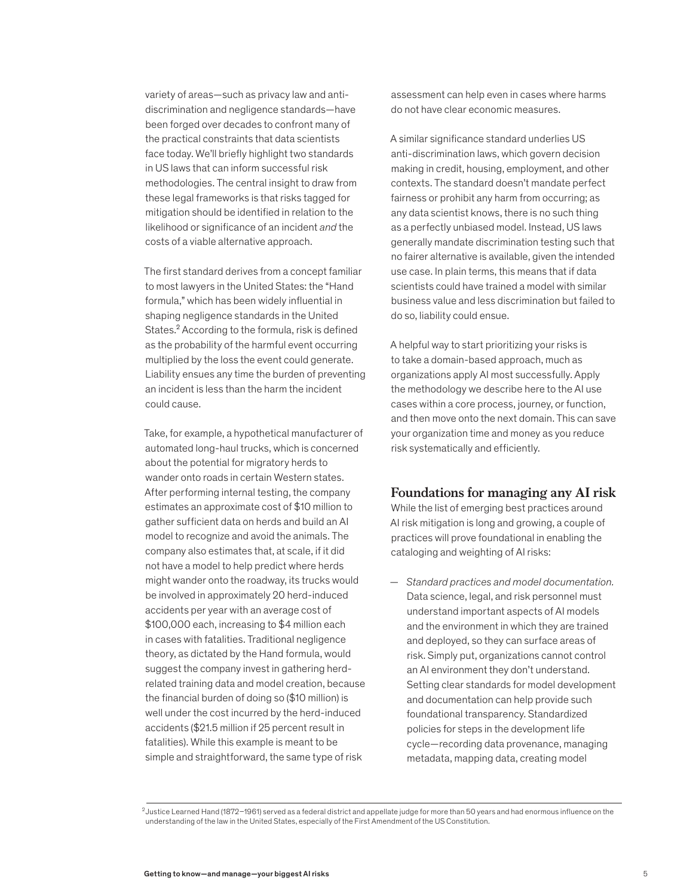variety of areas—such as privacy law and anti-discrimination and negligence standards—have been forged over decades to confront many of the practical constraints that data scientists face today. We'll briefly highlight two standards in US laws that can inform successful risk methodologies. The central insight to draw from these legal frameworks is that risks tagged for mitigation should be identified in relation to the likelihood or significance of an incident *and* the costs of a viable alternative approach.

The first standard derives from a concept familiar to most lawyers in the United States: the "Hand formula," which has been widely influential in shaping negligence standards in the United States.[2] According to the formula, risk is defined as the probability of the harmful event occurring multiplied by the loss the event could generate. Liability ensues any time the burden of preventing an incident is less than the harm the incident could cause.

Take, for example, a hypothetical manufacturer of automated long-haul trucks, which is concerned about the potential for migratory herds to wander onto roads in certain Western states. After performing internal testing, the company estimates an approximate cost of $10 million to gather sufficient data on herds and build an AI model to recognize and avoid the animals. The company also estimates that, at scale, if it did not have a model to help predict where herds might wander onto the roadway, its trucks would be involved in approximately 20 herd-induced accidents per year with an average cost of $100,000 each, increasing to $4 million each in cases with fatalities. Traditional negligence theory, as dictated by the Hand formula, would suggest the company invest in gathering herd-related training data and model creation, because the financial burden of doing so ($10 million) is well under the cost incurred by the herd-induced accidents ($21.5 million if 25 percent result in fatalities). While this example is meant to be simple and straightforward, the same type of risk assessment can help even in cases where harms do not have clear economic measures.

A similar significance standard underlies US anti-discrimination laws, which govern decision making in credit, housing, employment, and other contexts. The standard doesn't mandate perfect fairness or prohibit any harm from occurring; as any data scientist knows, there is no such thing as a perfectly unbiased model. Instead, US laws generally mandate discrimination testing such that no fairer alternative is available, given the intended use case. In plain terms, this means that if data scientists could have trained a model with similar business value and less discrimination but failed to do so, liability could ensue.

A helpful way to start prioritizing your risks is to take a domain-based approach, much as organizations apply AI most successfully. Apply the methodology we describe here to the AI use cases within a core process, journey, or function, and then move onto the next domain. This can save your organization time and money as you reduce risk systematically and efficiently.

## Foundations for managing any AI risk

While the list of emerging best practices around AI risk mitigation is long and growing, a couple of practices will prove foundational in enabling the cataloging and weighting of AI risks:

— *Standard practices and model documentation.* Data science, legal, and risk personnel must understand important aspects of AI models and the environment in which they are trained and deployed, so they can surface areas of risk. Simply put, organizations cannot control an AI environment they don't understand. Setting clear standards for model development and documentation can help provide such foundational transparency. Standardized policies for steps in the development life cycle—recording data provenance, managing metadata, mapping data, creating model

[2] Justice Learned Hand (1872–1961) served as a federal district and appellate judge for more than 50 years and had enormous influence on the understanding of the law in the United States, especially of the First Amendment of the US Constitution.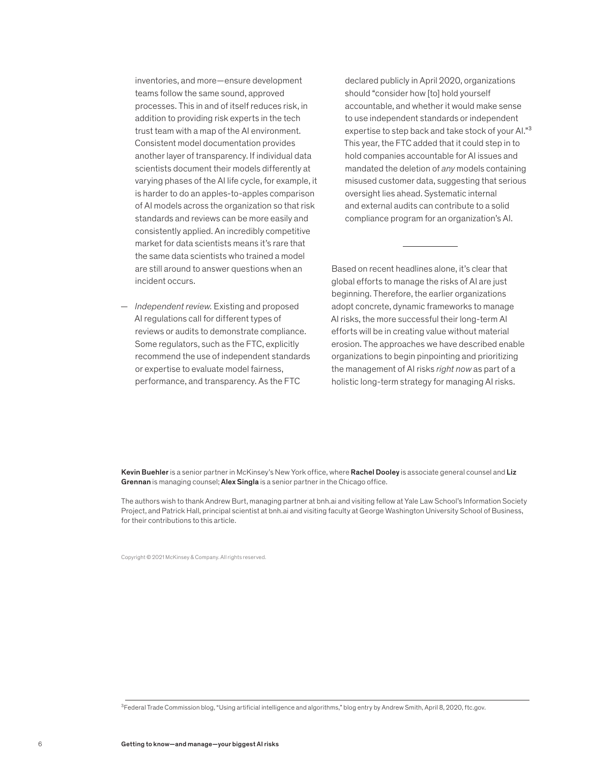inventories, and more—ensure development teams follow the same sound, approved processes. This in and of itself reduces risk, in addition to providing risk experts in the tech trust team with a map of the AI environment. Consistent model documentation provides another layer of transparency. If individual data scientists document their models differently at varying phases of the AI life cycle, for example, it is harder to do an apples-to-apples comparison of AI models across the organization so that risk standards and reviews can be more easily and consistently applied. An incredibly competitive market for data scientists means it's rare that the same data scientists who trained a model are still around to answer questions when an incident occurs.

— *Independent review.* Existing and proposed AI regulations call for different types of reviews or audits to demonstrate compliance. Some regulators, such as the FTC, explicitly recommend the use of independent standards or expertise to evaluate model fairness, performance, and transparency. As the FTC declared publicly in April 2020, organizations should "consider how [to] hold yourself accountable, and whether it would make sense to use independent standards or independent expertise to step back and take stock of your AI."[3] This year, the FTC added that it could step in to hold companies accountable for AI issues and mandated the deletion of *any* models containing misused customer data, suggesting that serious oversight lies ahead. Systematic internal and external audits can contribute to a solid compliance program for an organization's AI.

---

Based on recent headlines alone, it's clear that global efforts to manage the risks of AI are just beginning. Therefore, the earlier organizations adopt concrete, dynamic frameworks to manage AI risks, the more successful their long-term AI efforts will be in creating value without material erosion. The approaches we have described enable organizations to begin pinpointing and prioritizing the management of AI risks *right now* as part of a holistic long-term strategy for managing AI risks.

**Kevin Buehler** is a senior partner in McKinsey's New York office, where **Rachel Dooley** is associate general counsel and **Liz Grennan** is managing counsel; **Alex Singla** is a senior partner in the Chicago office.

The authors wish to thank Andrew Burt, managing partner at bnh.ai and visiting fellow at Yale Law School's Information Society Project, and Patrick Hall, principal scientist at bnh.ai and visiting faculty at George Washington University School of Business, for their contributions to this article.

Copyright © 2021 McKinsey & Company. All rights reserved.

[3] Federal Trade Commission blog, "Using artificial intelligence and algorithms," blog entry by Andrew Smith, April 8, 2020, ftc.gov.